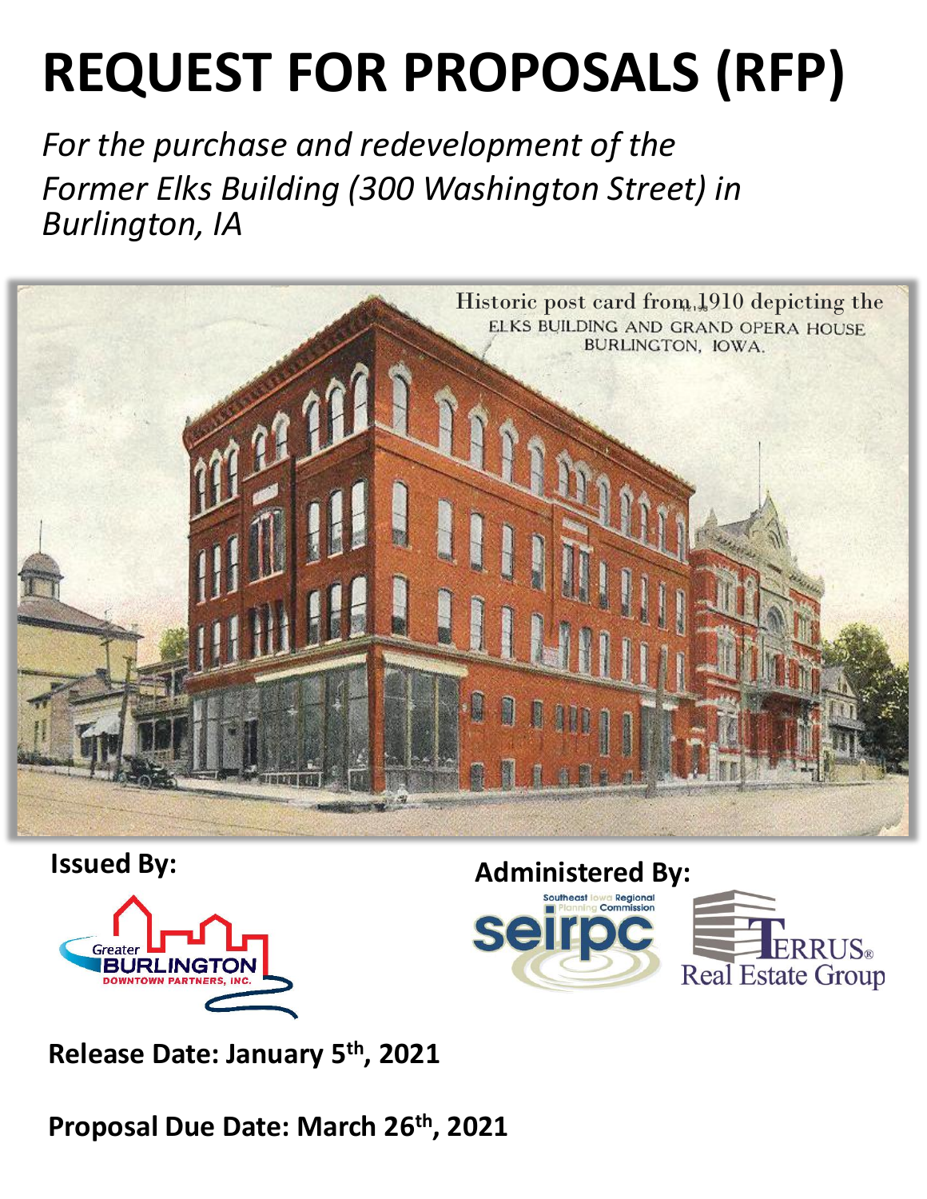# REQUEST FOR PROPOSALS (RFP)

*For the purchase and redevelopment of the Former Elks Building (300 Washington Street) in Burlington, IA*

Historic post card from 1910 depicting the ELKS BUILDING AND GRAND OPERA HOUSE BURLINGTON, IOWA.

**Issued By:**

Greater BURLINGTON DOWNTOWN PARTNERS, INC.

**Administered By:**

Southeast Iowa Regional Planning Commission seirpc

TERRUS® Real Estate Group

**Release Date: January 5th, 2021**

**Proposal Due Date: March 26th, 2021**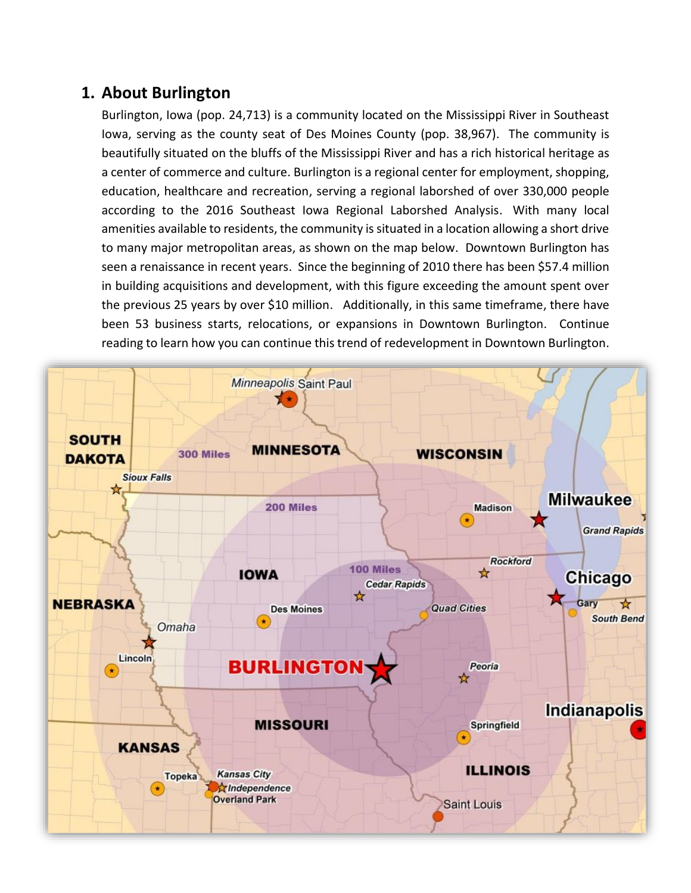## 1. About Burlington

Burlington, Iowa (pop. 24,713) is a community located on the Mississippi River in Southeast Iowa, serving as the county seat of Des Moines County (pop. 38,967). The community is beautifully situated on the bluffs of the Mississippi River and has a rich historical heritage as a center of commerce and culture. Burlington is a regional center for employment, shopping, education, healthcare and recreation, serving a regional laborshed of over 330,000 people according to the 2016 Southeast Iowa Regional Laborshed Analysis. With many local amenities available to residents, the community is situated in a location allowing a short drive to many major metropolitan areas, as shown on the map below. Downtown Burlington has seen a renaissance in recent years. Since the beginning of 2010 there has been $57.4 million in building acquisitions and development, with this figure exceeding the amount spent over the previous 25 years by over $10 million. Additionally, in this same timeframe, there have been 53 business starts, relocations, or expansions in Downtown Burlington. Continue reading to learn how you can continue this trend of redevelopment in Downtown Burlington.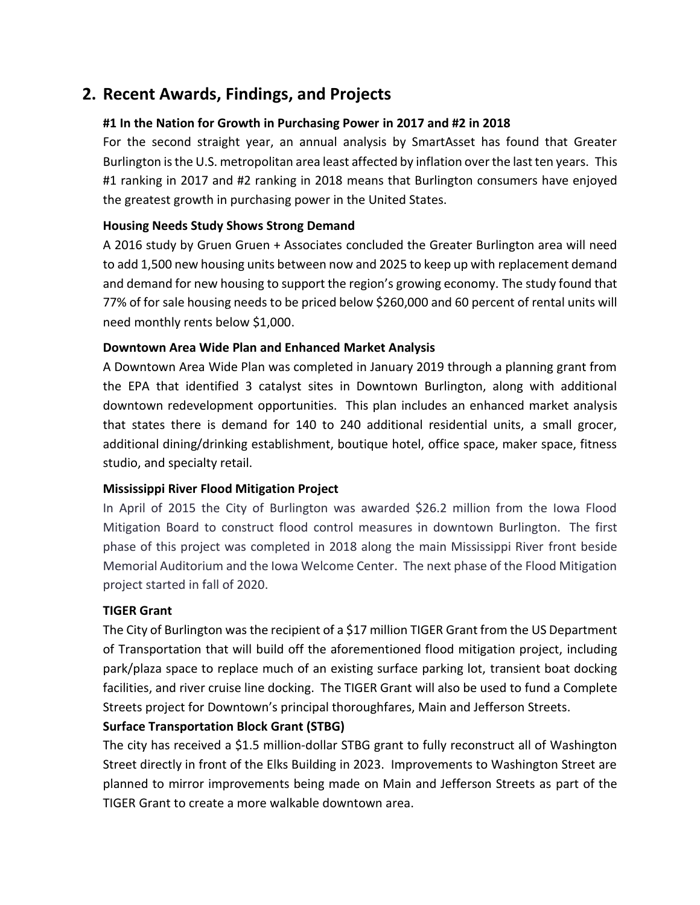## 2. Recent Awards, Findings, and Projects

### #1 In the Nation for Growth in Purchasing Power in 2017 and #2 in 2018

For the second straight year, an annual analysis by SmartAsset has found that Greater Burlington is the U.S. metropolitan area least affected by inflation over the last ten years. This #1 ranking in 2017 and #2 ranking in 2018 means that Burlington consumers have enjoyed the greatest growth in purchasing power in the United States.

### Housing Needs Study Shows Strong Demand

A 2016 study by Gruen Gruen + Associates concluded the Greater Burlington area will need to add 1,500 new housing units between now and 2025 to keep up with replacement demand and demand for new housing to support the region's growing economy. The study found that 77% of for sale housing needs to be priced below $260,000 and 60 percent of rental units will need monthly rents below $1,000.

### Downtown Area Wide Plan and Enhanced Market Analysis

A Downtown Area Wide Plan was completed in January 2019 through a planning grant from the EPA that identified 3 catalyst sites in Downtown Burlington, along with additional downtown redevelopment opportunities. This plan includes an enhanced market analysis that states there is demand for 140 to 240 additional residential units, a small grocer, additional dining/drinking establishment, boutique hotel, office space, maker space, fitness studio, and specialty retail.

### Mississippi River Flood Mitigation Project

In April of 2015 the City of Burlington was awarded $26.2 million from the Iowa Flood Mitigation Board to construct flood control measures in downtown Burlington. The first phase of this project was completed in 2018 along the main Mississippi River front beside Memorial Auditorium and the Iowa Welcome Center. The next phase of the Flood Mitigation project started in fall of 2020.

### TIGER Grant

The City of Burlington was the recipient of a $17 million TIGER Grant from the US Department of Transportation that will build off the aforementioned flood mitigation project, including park/plaza space to replace much of an existing surface parking lot, transient boat docking facilities, and river cruise line docking. The TIGER Grant will also be used to fund a Complete Streets project for Downtown's principal thoroughfares, Main and Jefferson Streets.

### Surface Transportation Block Grant (STBG)

The city has received a $1.5 million-dollar STBG grant to fully reconstruct all of Washington Street directly in front of the Elks Building in 2023. Improvements to Washington Street are planned to mirror improvements being made on Main and Jefferson Streets as part of the TIGER Grant to create a more walkable downtown area.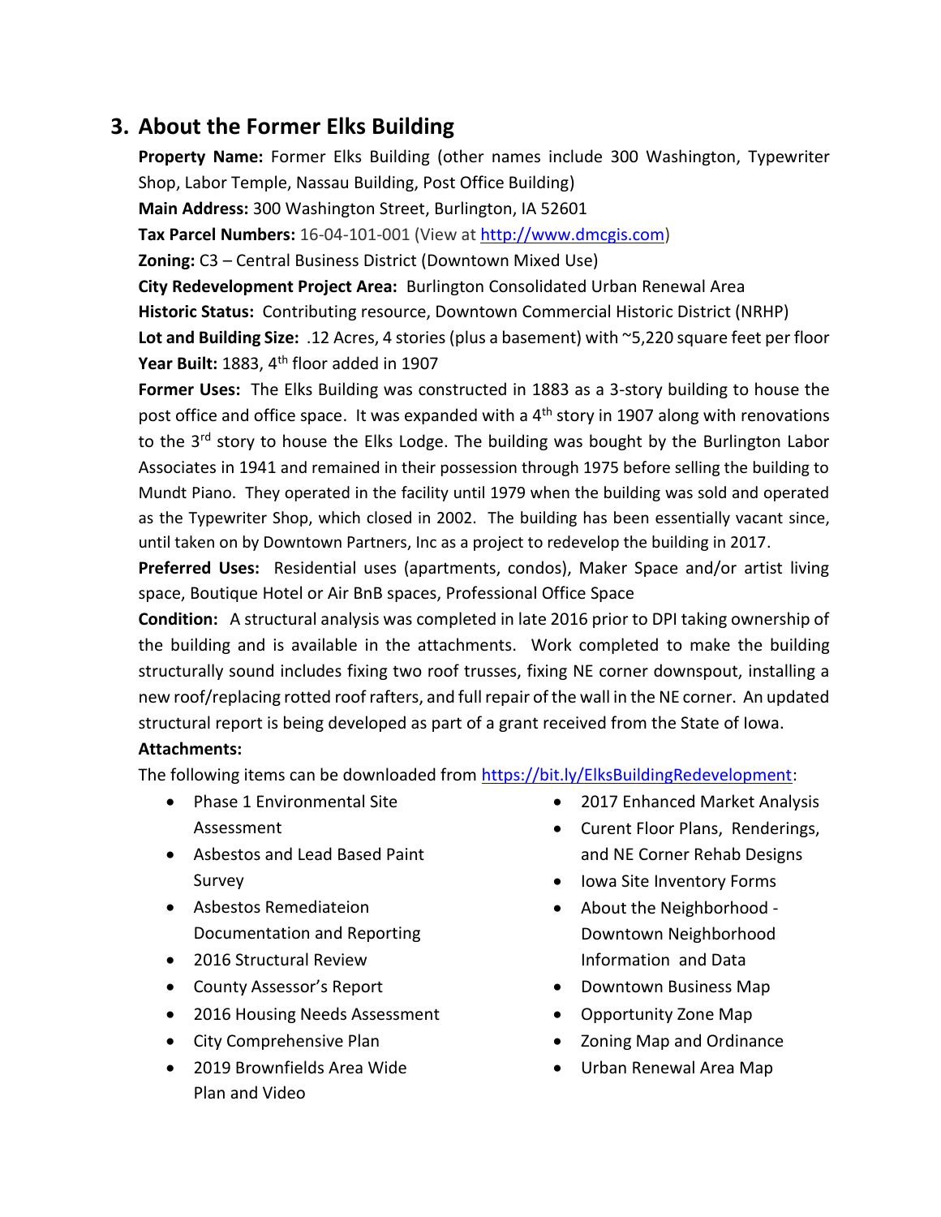## 3. About the Former Elks Building

**Property Name:** Former Elks Building (other names include 300 Washington, Typewriter Shop, Labor Temple, Nassau Building, Post Office Building)

**Main Address:** 300 Washington Street, Burlington, IA 52601

**Tax Parcel Numbers:** 16-04-101-001 (View at http://www.dmcgis.com)

**Zoning:** C3 – Central Business District (Downtown Mixed Use)

**City Redevelopment Project Area:** Burlington Consolidated Urban Renewal Area

**Historic Status:** Contributing resource, Downtown Commercial Historic District (NRHP)

**Lot and Building Size:** .12 Acres, 4 stories (plus a basement) with ~5,220 square feet per floor

**Year Built:** 1883, 4th floor added in 1907

**Former Uses:** The Elks Building was constructed in 1883 as a 3-story building to house the post office and office space. It was expanded with a 4th story in 1907 along with renovations to the 3rd story to house the Elks Lodge. The building was bought by the Burlington Labor Associates in 1941 and remained in their possession through 1975 before selling the building to Mundt Piano. They operated in the facility until 1979 when the building was sold and operated as the Typewriter Shop, which closed in 2002. The building has been essentially vacant since, until taken on by Downtown Partners, Inc as a project to redevelop the building in 2017.

**Preferred Uses:** Residential uses (apartments, condos), Maker Space and/or artist living space, Boutique Hotel or Air BnB spaces, Professional Office Space

**Condition:** A structural analysis was completed in late 2016 prior to DPI taking ownership of the building and is available in the attachments. Work completed to make the building structurally sound includes fixing two roof trusses, fixing NE corner downspout, installing a new roof/replacing rotted roof rafters, and full repair of the wall in the NE corner. An updated structural report is being developed as part of a grant received from the State of Iowa.

**Attachments:**

The following items can be downloaded from https://bit.ly/ElksBuildingRedevelopment:

- Phase 1 Environmental Site Assessment
- Asbestos and Lead Based Paint Survey
- Asbestos Remediateion Documentation and Reporting
- 2016 Structural Review
- County Assessor's Report
- 2016 Housing Needs Assessment
- City Comprehensive Plan
- 2019 Brownfields Area Wide Plan and Video
- 2017 Enhanced Market Analysis
- Curent Floor Plans, Renderings, and NE Corner Rehab Designs
- Iowa Site Inventory Forms
- About the Neighborhood - Downtown Neighborhood Information and Data
- Downtown Business Map
- Opportunity Zone Map
- Zoning Map and Ordinance
- Urban Renewal Area Map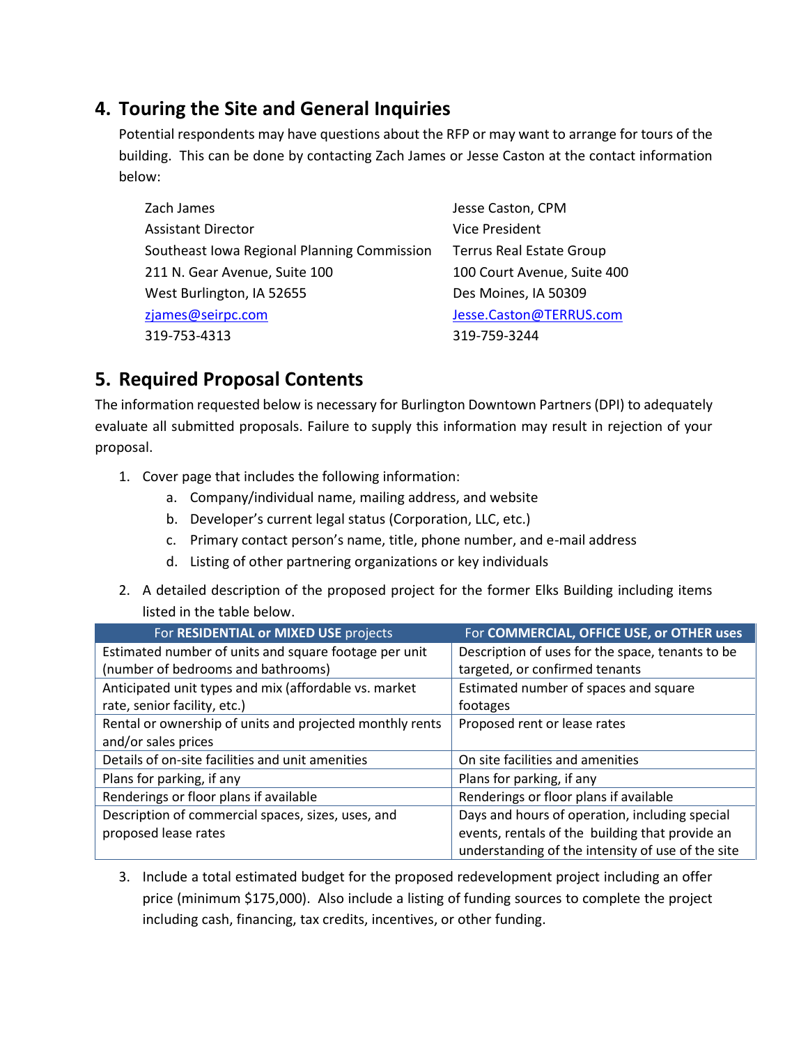## 4. Touring the Site and General Inquiries

Potential respondents may have questions about the RFP or may want to arrange for tours of the building. This can be done by contacting Zach James or Jesse Caston at the contact information below:

Zach James
Assistant Director
Southeast Iowa Regional Planning Commission
211 N. Gear Avenue, Suite 100
West Burlington, IA 52655
zjames@seirpc.com
319-753-4313

Jesse Caston, CPM
Vice President
Terrus Real Estate Group
100 Court Avenue, Suite 400
Des Moines, IA 50309
Jesse.Caston@TERRUS.com
319-759-3244

## 5. Required Proposal Contents

The information requested below is necessary for Burlington Downtown Partners (DPI) to adequately evaluate all submitted proposals. Failure to supply this information may result in rejection of your proposal.

1. Cover page that includes the following information:
    a. Company/individual name, mailing address, and website
    b. Developer's current legal status (Corporation, LLC, etc.)
    c. Primary contact person's name, title, phone number, and e-mail address
    d. Listing of other partnering organizations or key individuals
2. A detailed description of the proposed project for the former Elks Building including items listed in the table below.

| For **RESIDENTIAL or MIXED USE** projects | For **COMMERCIAL, OFFICE USE, or OTHER uses** |
|---|---|
| Estimated number of units and square footage per unit (number of bedrooms and bathrooms) | Description of uses for the space, tenants to be targeted, or confirmed tenants |
| Anticipated unit types and mix (affordable vs. market rate, senior facility, etc.) | Estimated number of spaces and square footages |
| Rental or ownership of units and projected monthly rents and/or sales prices | Proposed rent or lease rates |
| Details of on-site facilities and unit amenities | On site facilities and amenities |
| Plans for parking, if any | Plans for parking, if any |
| Renderings or floor plans if available | Renderings or floor plans if available |
| Description of commercial spaces, sizes, uses, and proposed lease rates | Days and hours of operation, including special events, rentals of the building that provide an understanding of the intensity of use of the site |

3. Include a total estimated budget for the proposed redevelopment project including an offer price (minimum $175,000). Also include a listing of funding sources to complete the project including cash, financing, tax credits, incentives, or other funding.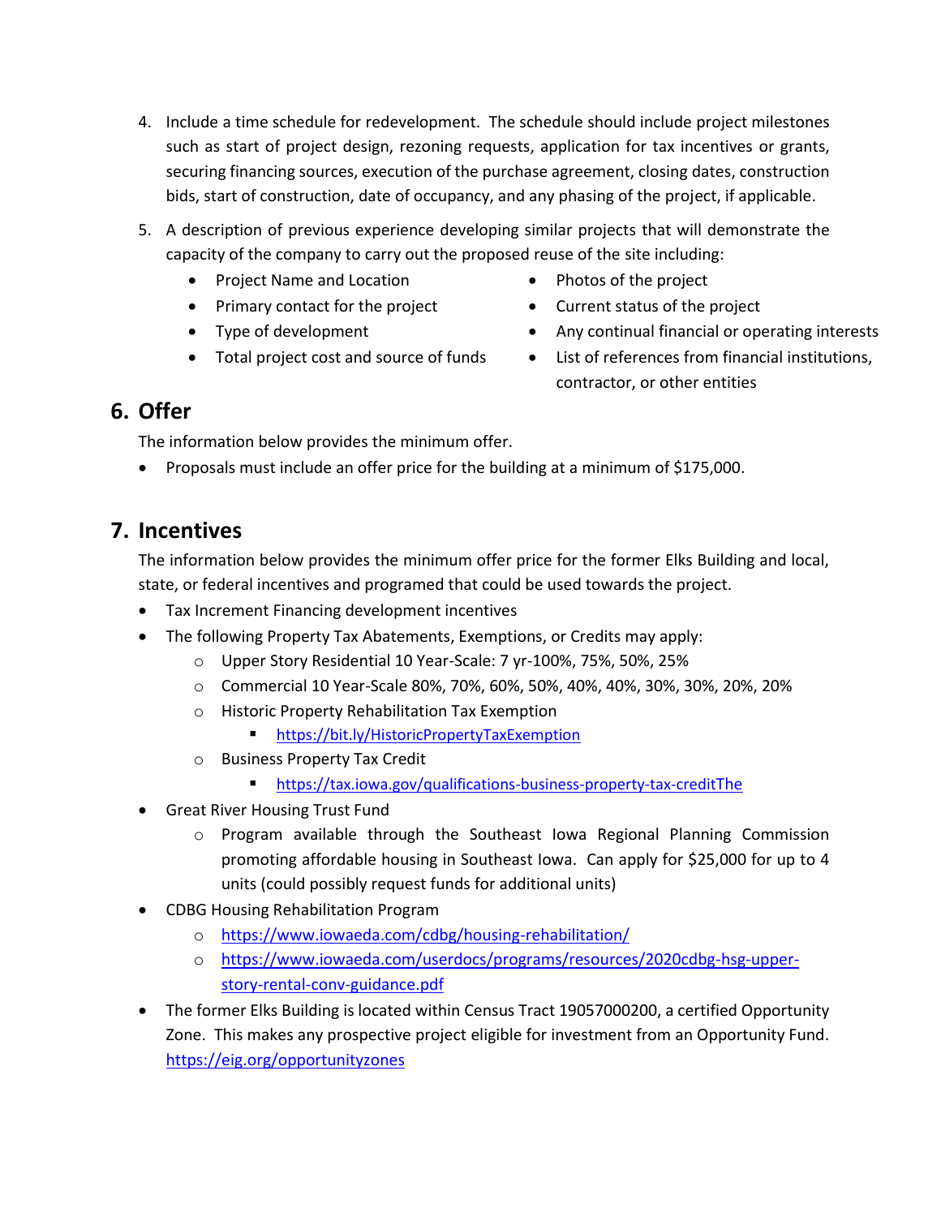4. Include a time schedule for redevelopment. The schedule should include project milestones such as start of project design, rezoning requests, application for tax incentives or grants, securing financing sources, execution of the purchase agreement, closing dates, construction bids, start of construction, date of occupancy, and any phasing of the project, if applicable.

5. A description of previous experience developing similar projects that will demonstrate the capacity of the company to carry out the proposed reuse of the site including:
   - Project Name and Location
   - Primary contact for the project
   - Type of development
   - Total project cost and source of funds
   - Photos of the project
   - Current status of the project
   - Any continual financial or operating interests
   - List of references from financial institutions, contractor, or other entities

## 6. Offer

The information below provides the minimum offer.

- Proposals must include an offer price for the building at a minimum of $175,000.

## 7. Incentives

The information below provides the minimum offer price for the former Elks Building and local, state, or federal incentives and programed that could be used towards the project.

- Tax Increment Financing development incentives
- The following Property Tax Abatements, Exemptions, or Credits may apply:
  - Upper Story Residential 10 Year-Scale: 7 yr-100%, 75%, 50%, 25%
  - Commercial 10 Year-Scale 80%, 70%, 60%, 50%, 40%, 40%, 30%, 30%, 20%, 20%
  - Historic Property Rehabilitation Tax Exemption
    - https://bit.ly/HistoricPropertyTaxExemption
  - Business Property Tax Credit
    - https://tax.iowa.gov/qualifications-business-property-tax-creditThe
- Great River Housing Trust Fund
  - Program available through the Southeast Iowa Regional Planning Commission promoting affordable housing in Southeast Iowa. Can apply for $25,000 for up to 4 units (could possibly request funds for additional units)
- CDBG Housing Rehabilitation Program
  - https://www.iowaeda.com/cdbg/housing-rehabilitation/
  - https://www.iowaeda.com/userdocs/programs/resources/2020cdbg-hsg-upper-story-rental-conv-guidance.pdf
- The former Elks Building is located within Census Tract 19057000200, a certified Opportunity Zone. This makes any prospective project eligible for investment from an Opportunity Fund. https://eig.org/opportunityzones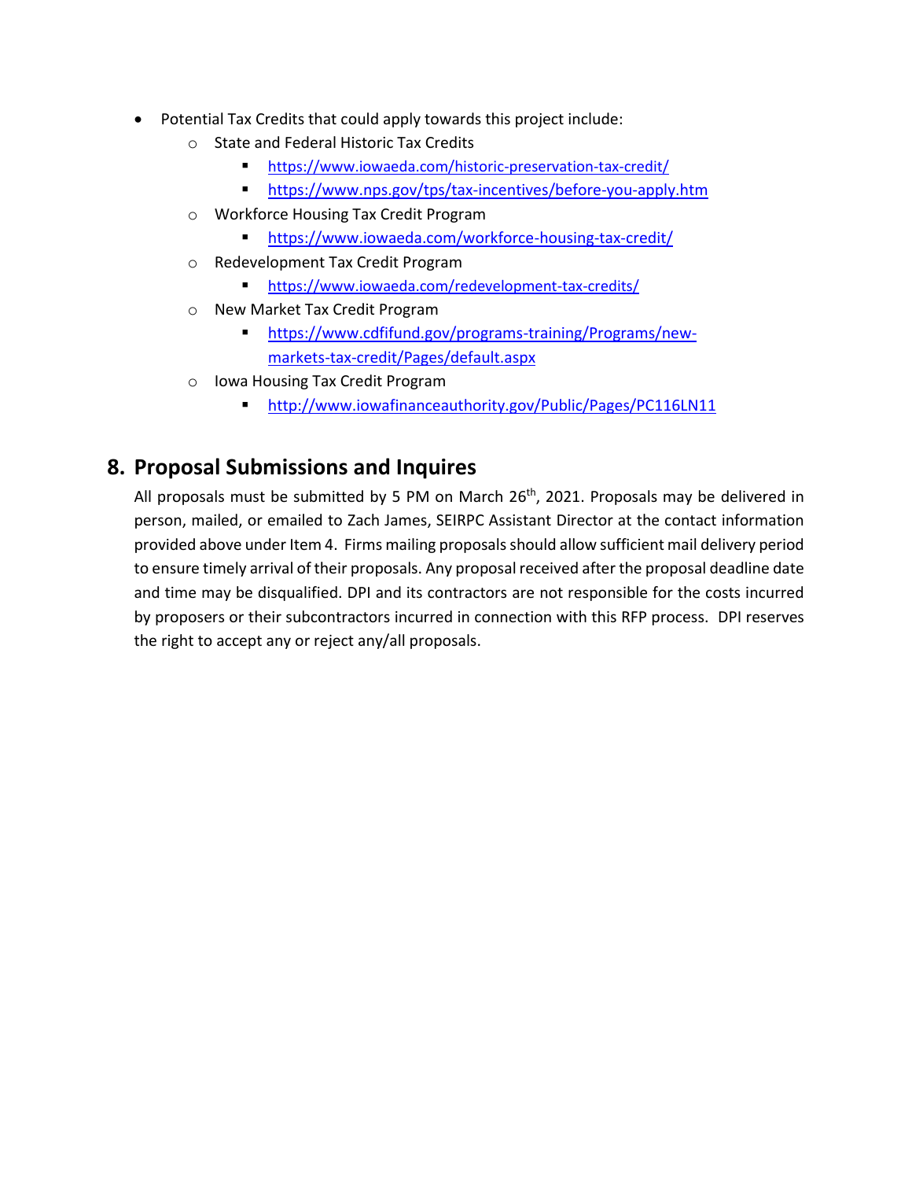- Potential Tax Credits that could apply towards this project include:
  - State and Federal Historic Tax Credits
    - https://www.iowaeda.com/historic-preservation-tax-credit/
    - https://www.nps.gov/tps/tax-incentives/before-you-apply.htm
  - Workforce Housing Tax Credit Program
    - https://www.iowaeda.com/workforce-housing-tax-credit/
  - Redevelopment Tax Credit Program
    - https://www.iowaeda.com/redevelopment-tax-credits/
  - New Market Tax Credit Program
    - https://www.cdfifund.gov/programs-training/Programs/new-markets-tax-credit/Pages/default.aspx
  - Iowa Housing Tax Credit Program
    - http://www.iowafinanceauthority.gov/Public/Pages/PC116LN11

## 8. Proposal Submissions and Inquires

All proposals must be submitted by 5 PM on March 26th, 2021. Proposals may be delivered in person, mailed, or emailed to Zach James, SEIRPC Assistant Director at the contact information provided above under Item 4. Firms mailing proposals should allow sufficient mail delivery period to ensure timely arrival of their proposals. Any proposal received after the proposal deadline date and time may be disqualified. DPI and its contractors are not responsible for the costs incurred by proposers or their subcontractors incurred in connection with this RFP process. DPI reserves the right to accept any or reject any/all proposals.